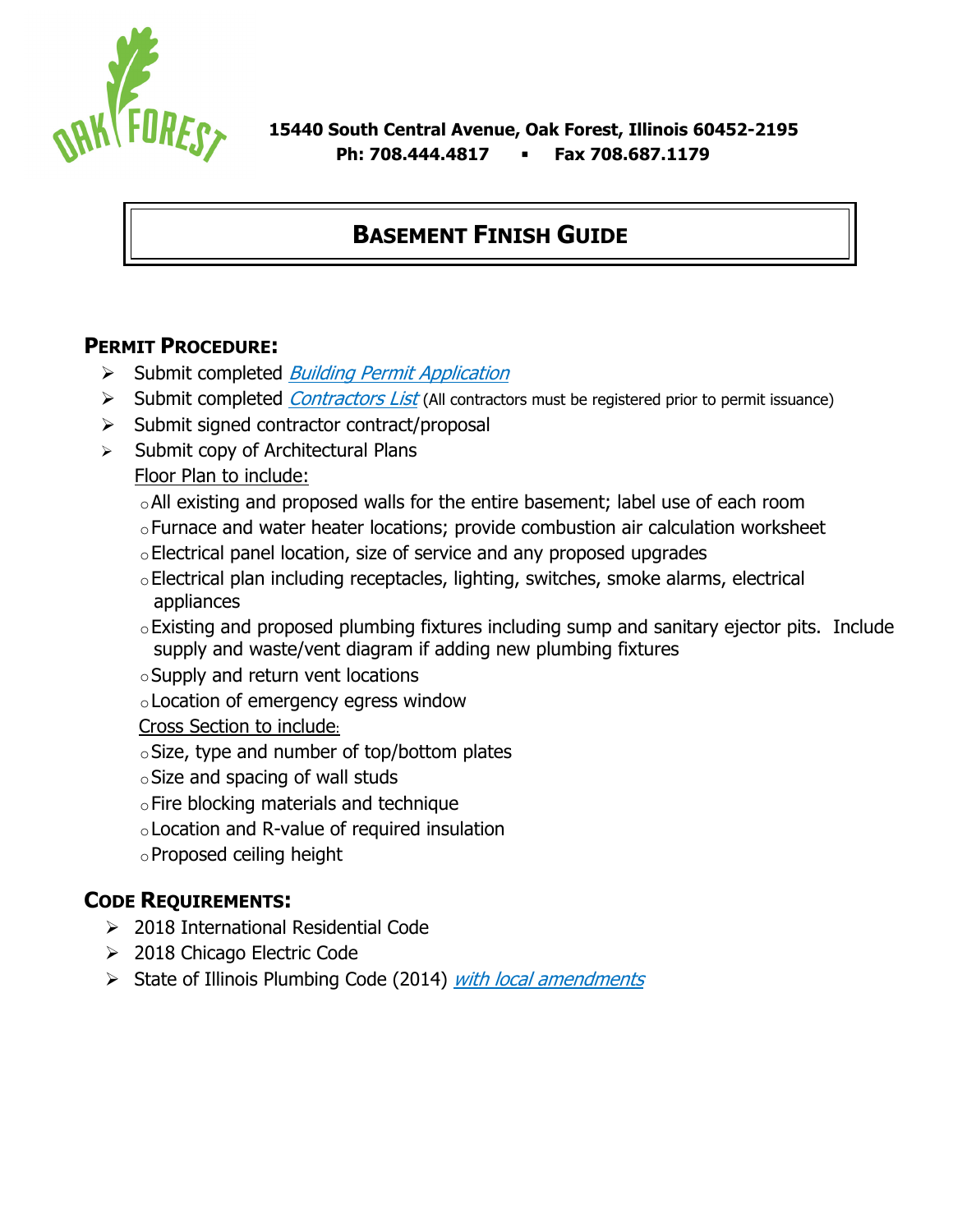15440 South Central Avenue, Oak Forest, Illinois 60452-2195
Ph: 708.444.4817 ▪ Fax 708.687.1179

# BASEMENT FINISH GUIDE

## PERMIT PROCEDURE:

- Submit completed *Building Permit Application*
- Submit completed *Contractors List* (All contractors must be registered prior to permit issuance)
- Submit signed contractor contract/proposal
- Submit copy of Architectural Plans

  Floor Plan to include:
  - All existing and proposed walls for the entire basement; label use of each room
  - Furnace and water heater locations; provide combustion air calculation worksheet
  - Electrical panel location, size of service and any proposed upgrades
  - Electrical plan including receptacles, lighting, switches, smoke alarms, electrical appliances
  - Existing and proposed plumbing fixtures including sump and sanitary ejector pits. Include supply and waste/vent diagram if adding new plumbing fixtures
  - Supply and return vent locations
  - Location of emergency egress window

  Cross Section to include:
  - Size, type and number of top/bottom plates
  - Size and spacing of wall studs
  - Fire blocking materials and technique
  - Location and R-value of required insulation
  - Proposed ceiling height

## CODE REQUIREMENTS:

- 2018 International Residential Code
- 2018 Chicago Electric Code
- State of Illinois Plumbing Code (2014) *with local amendments*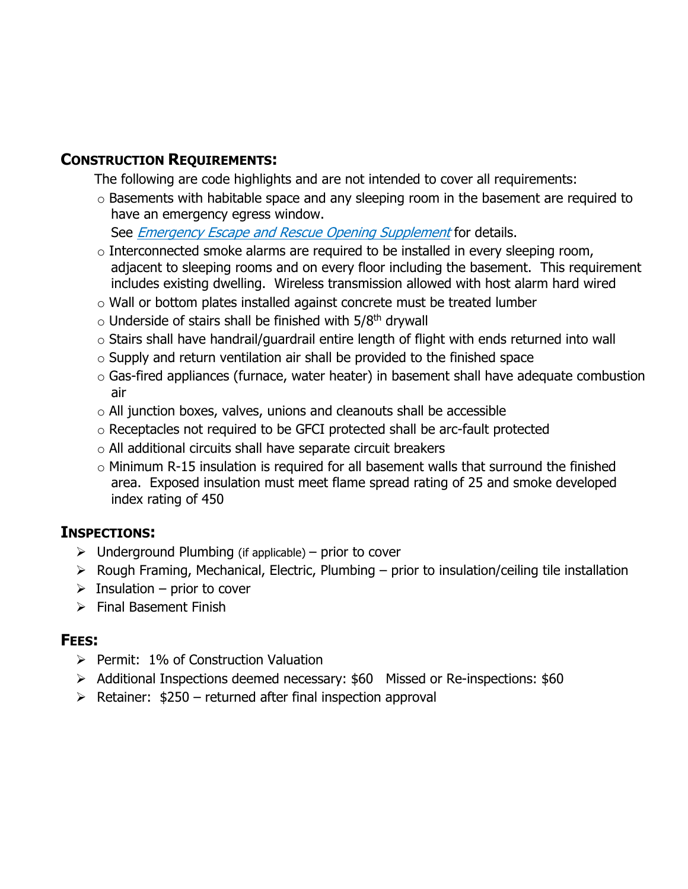## CONSTRUCTION REQUIREMENTS:

The following are code highlights and are not intended to cover all requirements:

- Basements with habitable space and any sleeping room in the basement are required to have an emergency egress window.
  See *Emergency Escape and Rescue Opening Supplement* for details.
- Interconnected smoke alarms are required to be installed in every sleeping room, adjacent to sleeping rooms and on every floor including the basement. This requirement includes existing dwelling. Wireless transmission allowed with host alarm hard wired
- Wall or bottom plates installed against concrete must be treated lumber
- Underside of stairs shall be finished with 5/8th drywall
- Stairs shall have handrail/guardrail entire length of flight with ends returned into wall
- Supply and return ventilation air shall be provided to the finished space
- Gas-fired appliances (furnace, water heater) in basement shall have adequate combustion air
- All junction boxes, valves, unions and cleanouts shall be accessible
- Receptacles not required to be GFCI protected shall be arc-fault protected
- All additional circuits shall have separate circuit breakers
- Minimum R-15 insulation is required for all basement walls that surround the finished area. Exposed insulation must meet flame spread rating of 25 and smoke developed index rating of 450

## INSPECTIONS:

- Underground Plumbing (if applicable) – prior to cover
- Rough Framing, Mechanical, Electric, Plumbing – prior to insulation/ceiling tile installation
- Insulation – prior to cover
- Final Basement Finish

## FEES:

- Permit: 1% of Construction Valuation
- Additional Inspections deemed necessary: $60   Missed or Re-inspections: $60
- Retainer: $250 – returned after final inspection approval